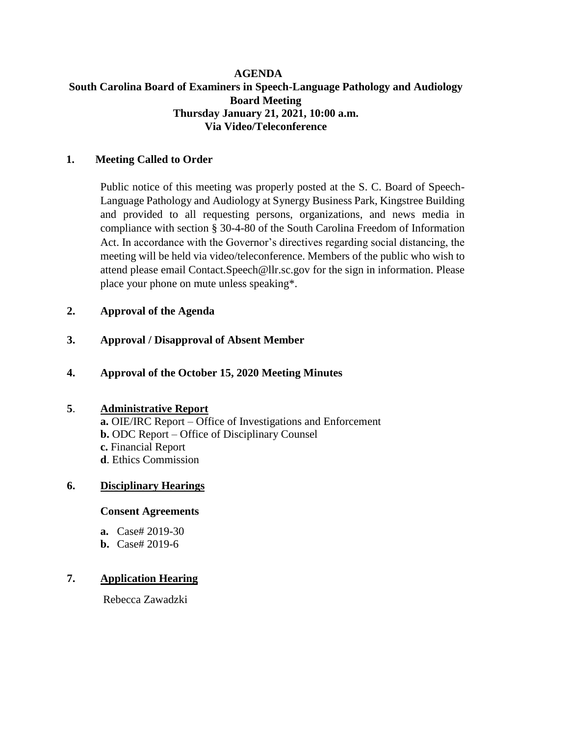# AGENDA

## South Carolina Board of Examiners in Speech-Language Pathology and Audiology
## Board Meeting
## Thursday January 21, 2021, 10:00 a.m.
## Via Video/Teleconference

**1. Meeting Called to Order**

Public notice of this meeting was properly posted at the S. C. Board of Speech-Language Pathology and Audiology at Synergy Business Park, Kingstree Building and provided to all requesting persons, organizations, and news media in compliance with section § 30-4-80 of the South Carolina Freedom of Information Act. In accordance with the Governor's directives regarding social distancing, the meeting will be held via video/teleconference. Members of the public who wish to attend please email Contact.Speech@llr.sc.gov for the sign in information. Please place your phone on mute unless speaking*.

**2. Approval of the Agenda**

**3. Approval / Disapproval of Absent Member**

**4. Approval of the October 15, 2020 Meeting Minutes**

**5. Administrative Report**

**a.** OIE/IRC Report – Office of Investigations and Enforcement
**b.** ODC Report – Office of Disciplinary Counsel
**c.** Financial Report
**d**. Ethics Commission

**6. Disciplinary Hearings**

**Consent Agreements**

**a.** Case# 2019-30
**b.** Case# 2019-6

**7. Application Hearing**

Rebecca Zawadzki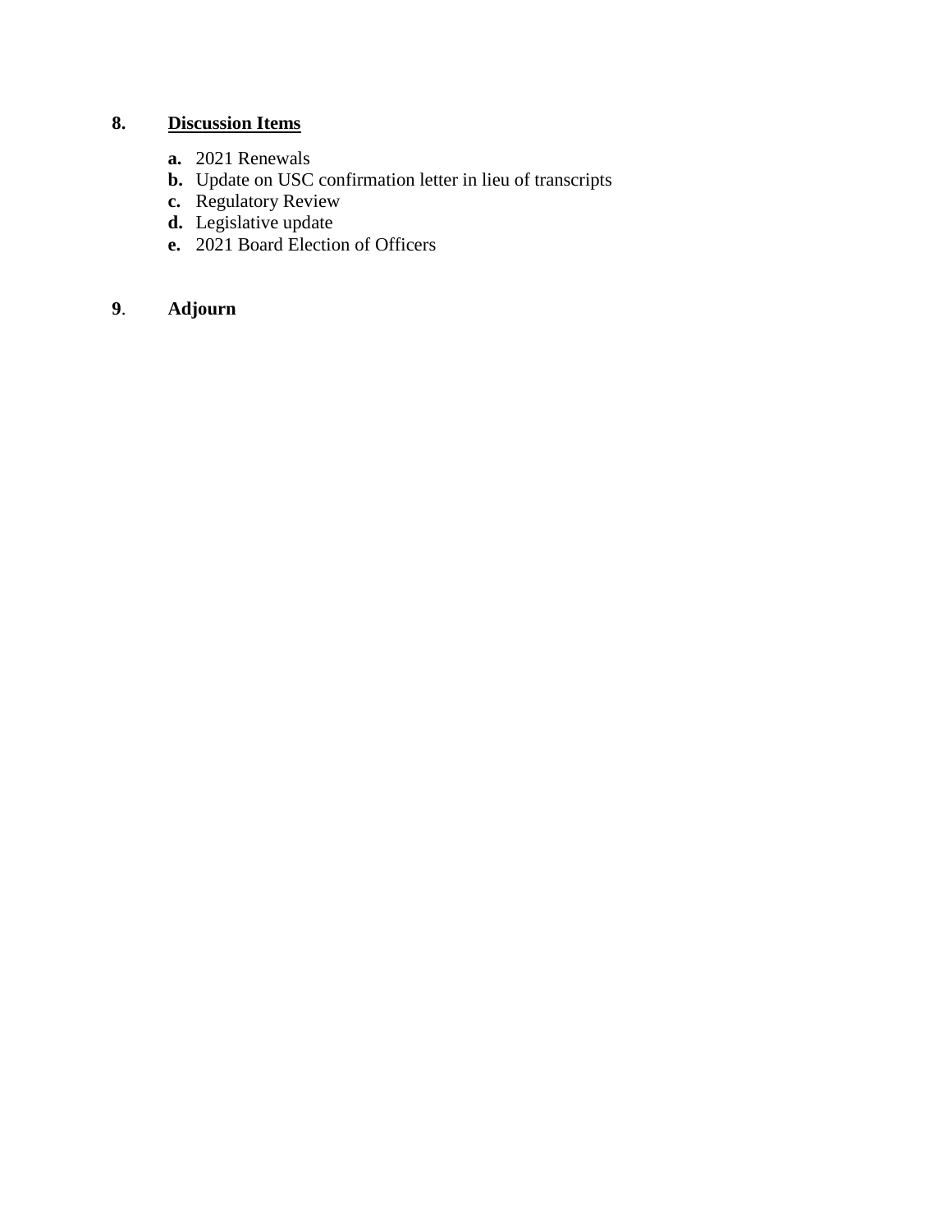**8.** **<u>Discussion Items</u>**

- **a.** 2021 Renewals
- **b.** Update on USC confirmation letter in lieu of transcripts
- **c.** Regulatory Review
- **d.** Legislative update
- **e.** 2021 Board Election of Officers

**9**. **Adjourn**